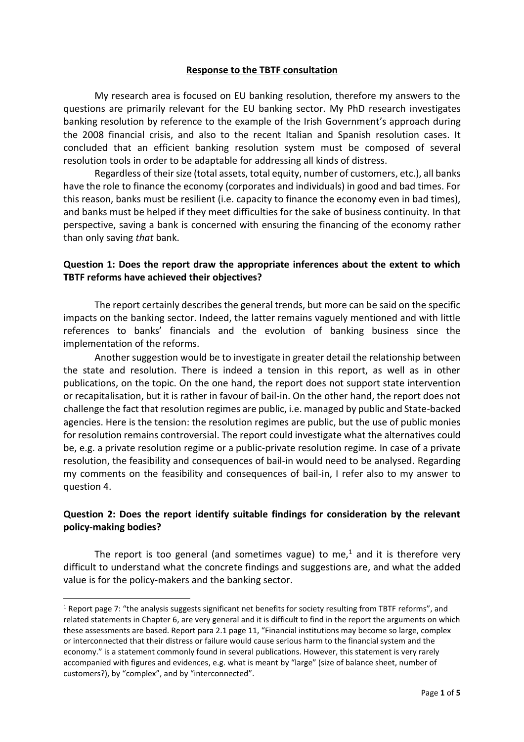**Response to the TBTF consultation**

My research area is focused on EU banking resolution, therefore my answers to the questions are primarily relevant for the EU banking sector. My PhD research investigates banking resolution by reference to the example of the Irish Government's approach during the 2008 financial crisis, and also to the recent Italian and Spanish resolution cases. It concluded that an efficient banking resolution system must be composed of several resolution tools in order to be adaptable for addressing all kinds of distress.

Regardless of their size (total assets, total equity, number of customers, etc.), all banks have the role to finance the economy (corporates and individuals) in good and bad times. For this reason, banks must be resilient (i.e. capacity to finance the economy even in bad times), and banks must be helped if they meet difficulties for the sake of business continuity. In that perspective, saving a bank is concerned with ensuring the financing of the economy rather than only saving *that* bank.

**Question 1: Does the report draw the appropriate inferences about the extent to which TBTF reforms have achieved their objectives?**

The report certainly describes the general trends, but more can be said on the specific impacts on the banking sector. Indeed, the latter remains vaguely mentioned and with little references to banks' financials and the evolution of banking business since the implementation of the reforms.

Another suggestion would be to investigate in greater detail the relationship between the state and resolution. There is indeed a tension in this report, as well as in other publications, on the topic. On the one hand, the report does not support state intervention or recapitalisation, but it is rather in favour of bail-in. On the other hand, the report does not challenge the fact that resolution regimes are public, i.e. managed by public and State-backed agencies. Here is the tension: the resolution regimes are public, but the use of public monies for resolution remains controversial. The report could investigate what the alternatives could be, e.g. a private resolution regime or a public-private resolution regime. In case of a private resolution, the feasibility and consequences of bail-in would need to be analysed. Regarding my comments on the feasibility and consequences of bail-in, I refer also to my answer to question 4.

**Question 2: Does the report identify suitable findings for consideration by the relevant policy-making bodies?**

The report is too general (and sometimes vague) to me,[1] and it is therefore very difficult to understand what the concrete findings and suggestions are, and what the added value is for the policy-makers and the banking sector.

[1] Report page 7: "the analysis suggests significant net benefits for society resulting from TBTF reforms", and related statements in Chapter 6, are very general and it is difficult to find in the report the arguments on which these assessments are based. Report para 2.1 page 11, "Financial institutions may become so large, complex or interconnected that their distress or failure would cause serious harm to the financial system and the economy." is a statement commonly found in several publications. However, this statement is very rarely accompanied with figures and evidences, e.g. what is meant by "large" (size of balance sheet, number of customers?), by "complex", and by "interconnected".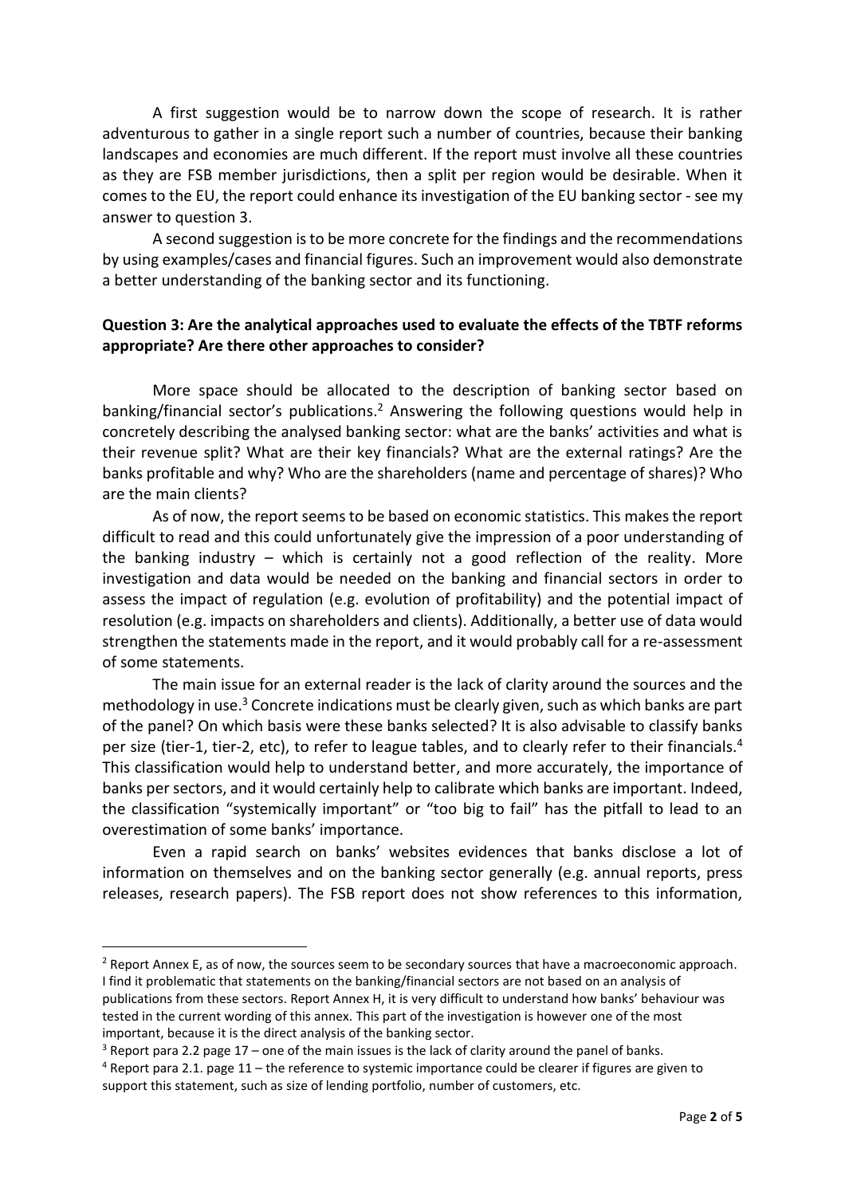A first suggestion would be to narrow down the scope of research. It is rather adventurous to gather in a single report such a number of countries, because their banking landscapes and economies are much different. If the report must involve all these countries as they are FSB member jurisdictions, then a split per region would be desirable. When it comes to the EU, the report could enhance its investigation of the EU banking sector - see my answer to question 3.

A second suggestion is to be more concrete for the findings and the recommendations by using examples/cases and financial figures. Such an improvement would also demonstrate a better understanding of the banking sector and its functioning.

**Question 3: Are the analytical approaches used to evaluate the effects of the TBTF reforms appropriate? Are there other approaches to consider?**

More space should be allocated to the description of banking sector based on banking/financial sector's publications.[2] Answering the following questions would help in concretely describing the analysed banking sector: what are the banks' activities and what is their revenue split? What are their key financials? What are the external ratings? Are the banks profitable and why? Who are the shareholders (name and percentage of shares)? Who are the main clients?

As of now, the report seems to be based on economic statistics. This makes the report difficult to read and this could unfortunately give the impression of a poor understanding of the banking industry – which is certainly not a good reflection of the reality. More investigation and data would be needed on the banking and financial sectors in order to assess the impact of regulation (e.g. evolution of profitability) and the potential impact of resolution (e.g. impacts on shareholders and clients). Additionally, a better use of data would strengthen the statements made in the report, and it would probably call for a re-assessment of some statements.

The main issue for an external reader is the lack of clarity around the sources and the methodology in use.[3] Concrete indications must be clearly given, such as which banks are part of the panel? On which basis were these banks selected? It is also advisable to classify banks per size (tier-1, tier-2, etc), to refer to league tables, and to clearly refer to their financials.[4] This classification would help to understand better, and more accurately, the importance of banks per sectors, and it would certainly help to calibrate which banks are important. Indeed, the classification "systemically important" or "too big to fail" has the pitfall to lead to an overestimation of some banks' importance.

Even a rapid search on banks' websites evidences that banks disclose a lot of information on themselves and on the banking sector generally (e.g. annual reports, press releases, research papers). The FSB report does not show references to this information,

---

[2] Report Annex E, as of now, the sources seem to be secondary sources that have a macroeconomic approach. I find it problematic that statements on the banking/financial sectors are not based on an analysis of publications from these sectors. Report Annex H, it is very difficult to understand how banks' behaviour was tested in the current wording of this annex. This part of the investigation is however one of the most important, because it is the direct analysis of the banking sector.

[3] Report para 2.2 page 17 – one of the main issues is the lack of clarity around the panel of banks.

[4] Report para 2.1. page 11 – the reference to systemic importance could be clearer if figures are given to support this statement, such as size of lending portfolio, number of customers, etc.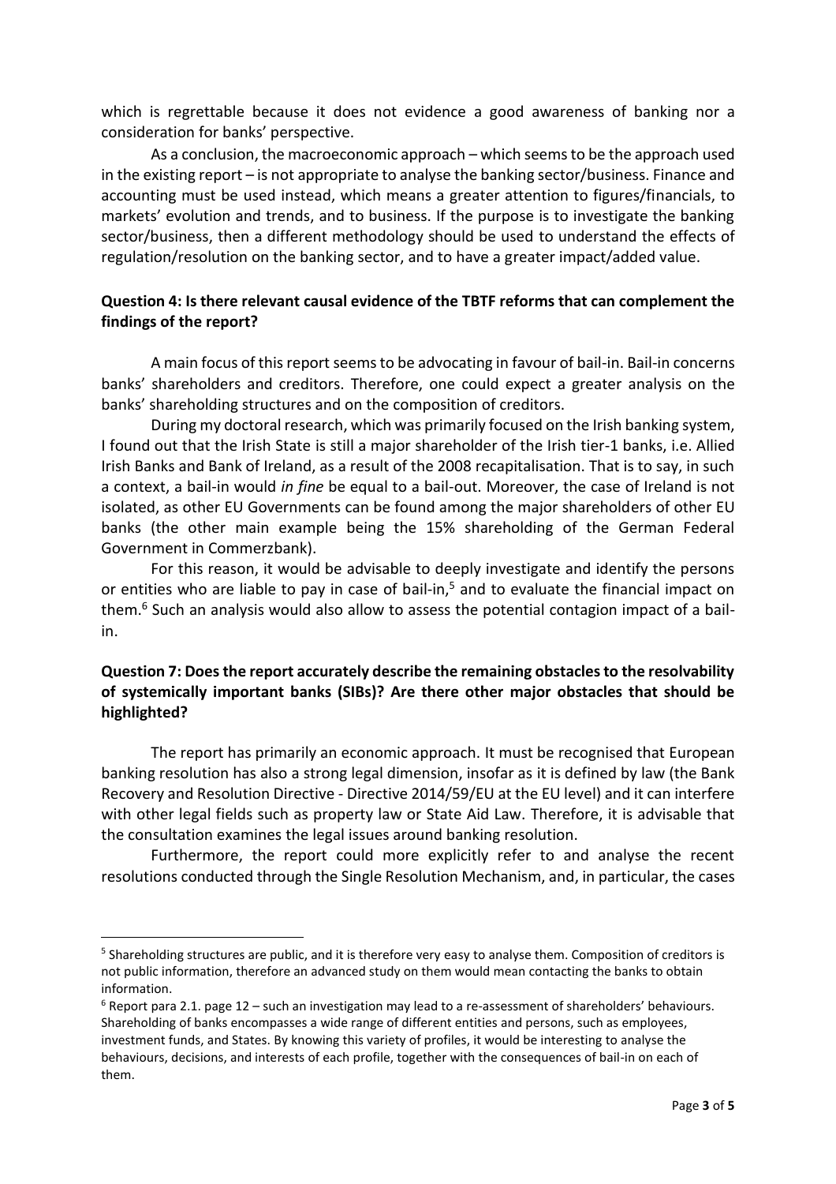which is regrettable because it does not evidence a good awareness of banking nor a consideration for banks' perspective.

As a conclusion, the macroeconomic approach – which seems to be the approach used in the existing report – is not appropriate to analyse the banking sector/business. Finance and accounting must be used instead, which means a greater attention to figures/financials, to markets' evolution and trends, and to business. If the purpose is to investigate the banking sector/business, then a different methodology should be used to understand the effects of regulation/resolution on the banking sector, and to have a greater impact/added value.

**Question 4: Is there relevant causal evidence of the TBTF reforms that can complement the findings of the report?**

A main focus of this report seems to be advocating in favour of bail-in. Bail-in concerns banks' shareholders and creditors. Therefore, one could expect a greater analysis on the banks' shareholding structures and on the composition of creditors.

During my doctoral research, which was primarily focused on the Irish banking system, I found out that the Irish State is still a major shareholder of the Irish tier-1 banks, i.e. Allied Irish Banks and Bank of Ireland, as a result of the 2008 recapitalisation. That is to say, in such a context, a bail-in would *in fine* be equal to a bail-out. Moreover, the case of Ireland is not isolated, as other EU Governments can be found among the major shareholders of other EU banks (the other main example being the 15% shareholding of the German Federal Government in Commerzbank).

For this reason, it would be advisable to deeply investigate and identify the persons or entities who are liable to pay in case of bail-in,[5] and to evaluate the financial impact on them.[6] Such an analysis would also allow to assess the potential contagion impact of a bail-in.

**Question 7: Does the report accurately describe the remaining obstacles to the resolvability of systemically important banks (SIBs)? Are there other major obstacles that should be highlighted?**

The report has primarily an economic approach. It must be recognised that European banking resolution has also a strong legal dimension, insofar as it is defined by law (the Bank Recovery and Resolution Directive - Directive 2014/59/EU at the EU level) and it can interfere with other legal fields such as property law or State Aid Law. Therefore, it is advisable that the consultation examines the legal issues around banking resolution.

Furthermore, the report could more explicitly refer to and analyse the recent resolutions conducted through the Single Resolution Mechanism, and, in particular, the cases

---

[5] Shareholding structures are public, and it is therefore very easy to analyse them. Composition of creditors is not public information, therefore an advanced study on them would mean contacting the banks to obtain information.

[6] Report para 2.1. page 12 – such an investigation may lead to a re-assessment of shareholders' behaviours. Shareholding of banks encompasses a wide range of different entities and persons, such as employees, investment funds, and States. By knowing this variety of profiles, it would be interesting to analyse the behaviours, decisions, and interests of each profile, together with the consequences of bail-in on each of them.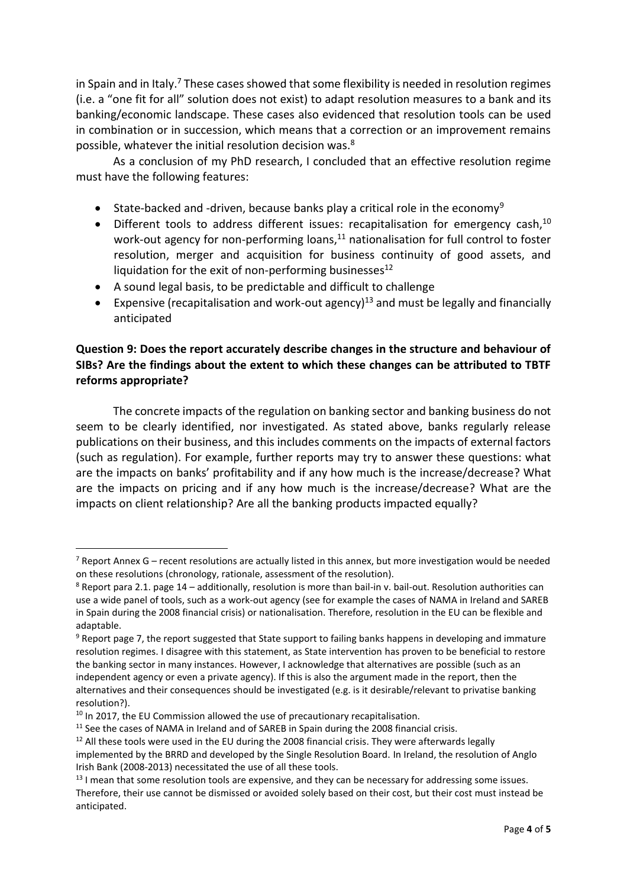in Spain and in Italy.[7] These cases showed that some flexibility is needed in resolution regimes (i.e. a "one fit for all" solution does not exist) to adapt resolution measures to a bank and its banking/economic landscape. These cases also evidenced that resolution tools can be used in combination or in succession, which means that a correction or an improvement remains possible, whatever the initial resolution decision was.[8]

As a conclusion of my PhD research, I concluded that an effective resolution regime must have the following features:

- State-backed and -driven, because banks play a critical role in the economy[9]
- Different tools to address different issues: recapitalisation for emergency cash,[10] work-out agency for non-performing loans,[11] nationalisation for full control to foster resolution, merger and acquisition for business continuity of good assets, and liquidation for the exit of non-performing businesses[12]
- A sound legal basis, to be predictable and difficult to challenge
- Expensive (recapitalisation and work-out agency)[13] and must be legally and financially anticipated

**Question 9: Does the report accurately describe changes in the structure and behaviour of SIBs? Are the findings about the extent to which these changes can be attributed to TBTF reforms appropriate?**

The concrete impacts of the regulation on banking sector and banking business do not seem to be clearly identified, nor investigated. As stated above, banks regularly release publications on their business, and this includes comments on the impacts of external factors (such as regulation). For example, further reports may try to answer these questions: what are the impacts on banks' profitability and if any how much is the increase/decrease? What are the impacts on pricing and if any how much is the increase/decrease? What are the impacts on client relationship? Are all the banking products impacted equally?

---

[7] Report Annex G – recent resolutions are actually listed in this annex, but more investigation would be needed on these resolutions (chronology, rationale, assessment of the resolution).

[8] Report para 2.1. page 14 – additionally, resolution is more than bail-in v. bail-out. Resolution authorities can use a wide panel of tools, such as a work-out agency (see for example the cases of NAMA in Ireland and SAREB in Spain during the 2008 financial crisis) or nationalisation. Therefore, resolution in the EU can be flexible and adaptable.

[9] Report page 7, the report suggested that State support to failing banks happens in developing and immature resolution regimes. I disagree with this statement, as State intervention has proven to be beneficial to restore the banking sector in many instances. However, I acknowledge that alternatives are possible (such as an independent agency or even a private agency). If this is also the argument made in the report, then the alternatives and their consequences should be investigated (e.g. is it desirable/relevant to privatise banking resolution?).

[10] In 2017, the EU Commission allowed the use of precautionary recapitalisation.

[11] See the cases of NAMA in Ireland and of SAREB in Spain during the 2008 financial crisis.

[12] All these tools were used in the EU during the 2008 financial crisis. They were afterwards legally implemented by the BRRD and developed by the Single Resolution Board. In Ireland, the resolution of Anglo Irish Bank (2008-2013) necessitated the use of all these tools.

[13] I mean that some resolution tools are expensive, and they can be necessary for addressing some issues. Therefore, their use cannot be dismissed or avoided solely based on their cost, but their cost must instead be anticipated.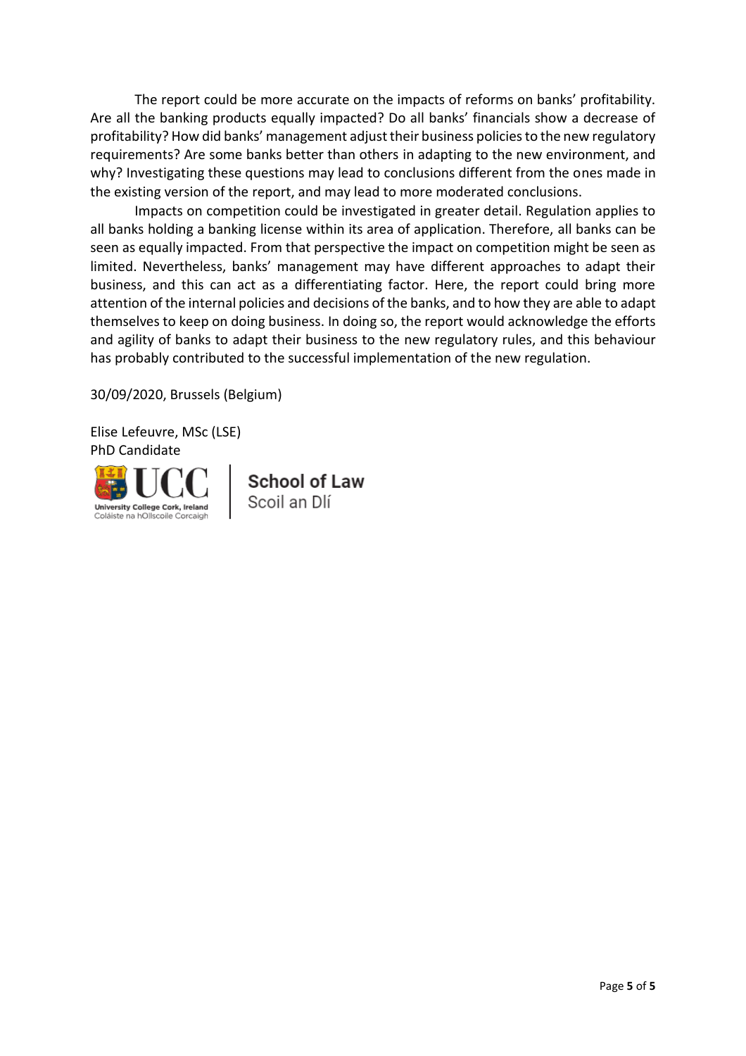The report could be more accurate on the impacts of reforms on banks' profitability. Are all the banking products equally impacted? Do all banks' financials show a decrease of profitability? How did banks' management adjust their business policies to the new regulatory requirements? Are some banks better than others in adapting to the new environment, and why? Investigating these questions may lead to conclusions different from the ones made in the existing version of the report, and may lead to more moderated conclusions.

Impacts on competition could be investigated in greater detail. Regulation applies to all banks holding a banking license within its area of application. Therefore, all banks can be seen as equally impacted. From that perspective the impact on competition might be seen as limited. Nevertheless, banks' management may have different approaches to adapt their business, and this can act as a differentiating factor. Here, the report could bring more attention of the internal policies and decisions of the banks, and to how they are able to adapt themselves to keep on doing business. In doing so, the report would acknowledge the efforts and agility of banks to adapt their business to the new regulatory rules, and this behaviour has probably contributed to the successful implementation of the new regulation.

30/09/2020, Brussels (Belgium)

Elise Lefeuvre, MSc (LSE)
PhD Candidate

UCC University College Cork, Ireland
Coláiste na hOllscoile Corcaigh

School of Law
Scoil an Dlí